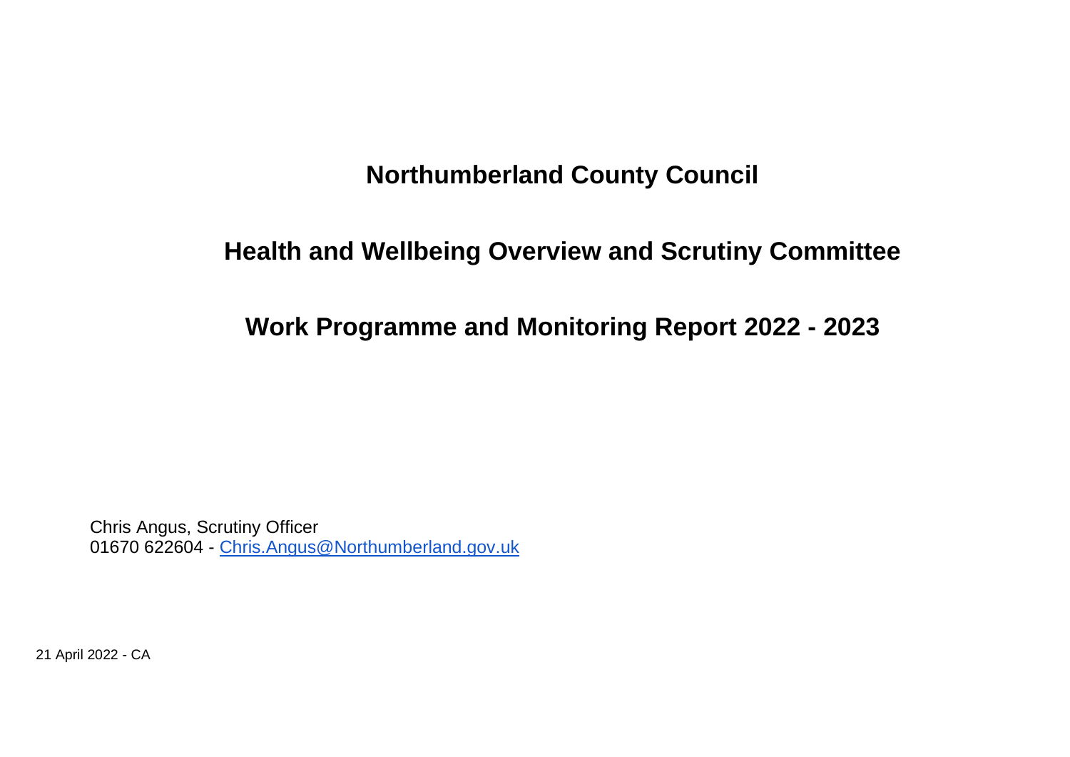# Northumberland County Council

## Health and Wellbeing Overview and Scrutiny Committee

## Work Programme and Monitoring Report 2022 - 2023

Chris Angus, Scrutiny Officer
01670 622604 - Chris.Angus@Northumberland.gov.uk

21 April 2022 - CA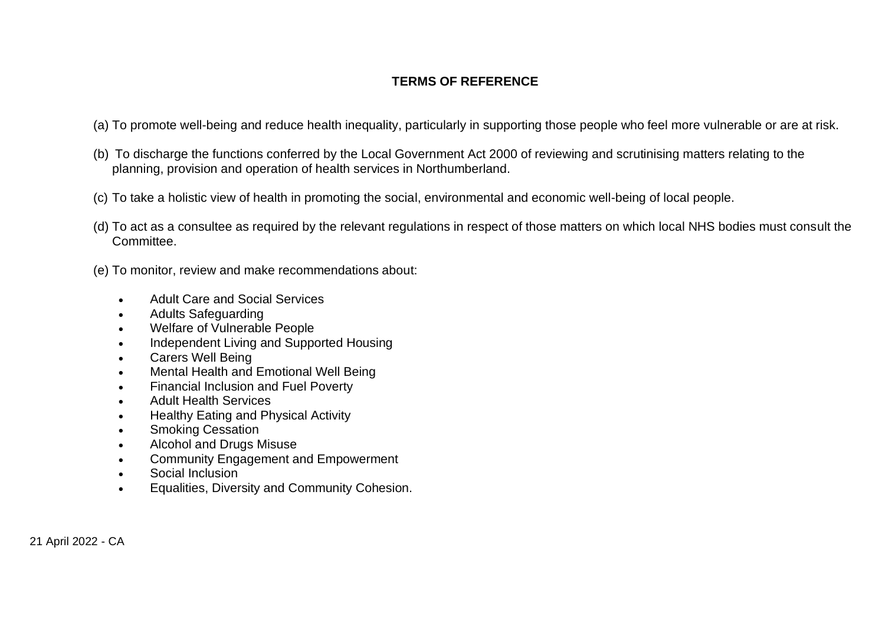**TERMS OF REFERENCE**

(a) To promote well-being and reduce health inequality, particularly in supporting those people who feel more vulnerable or are at risk.

(b) To discharge the functions conferred by the Local Government Act 2000 of reviewing and scrutinising matters relating to the planning, provision and operation of health services in Northumberland.

(c) To take a holistic view of health in promoting the social, environmental and economic well-being of local people.

(d) To act as a consultee as required by the relevant regulations in respect of those matters on which local NHS bodies must consult the Committee.

(e) To monitor, review and make recommendations about:

- Adult Care and Social Services
- Adults Safeguarding
- Welfare of Vulnerable People
- Independent Living and Supported Housing
- Carers Well Being
- Mental Health and Emotional Well Being
- Financial Inclusion and Fuel Poverty
- Adult Health Services
- Healthy Eating and Physical Activity
- Smoking Cessation
- Alcohol and Drugs Misuse
- Community Engagement and Empowerment
- Social Inclusion
- Equalities, Diversity and Community Cohesion.

21 April 2022 - CA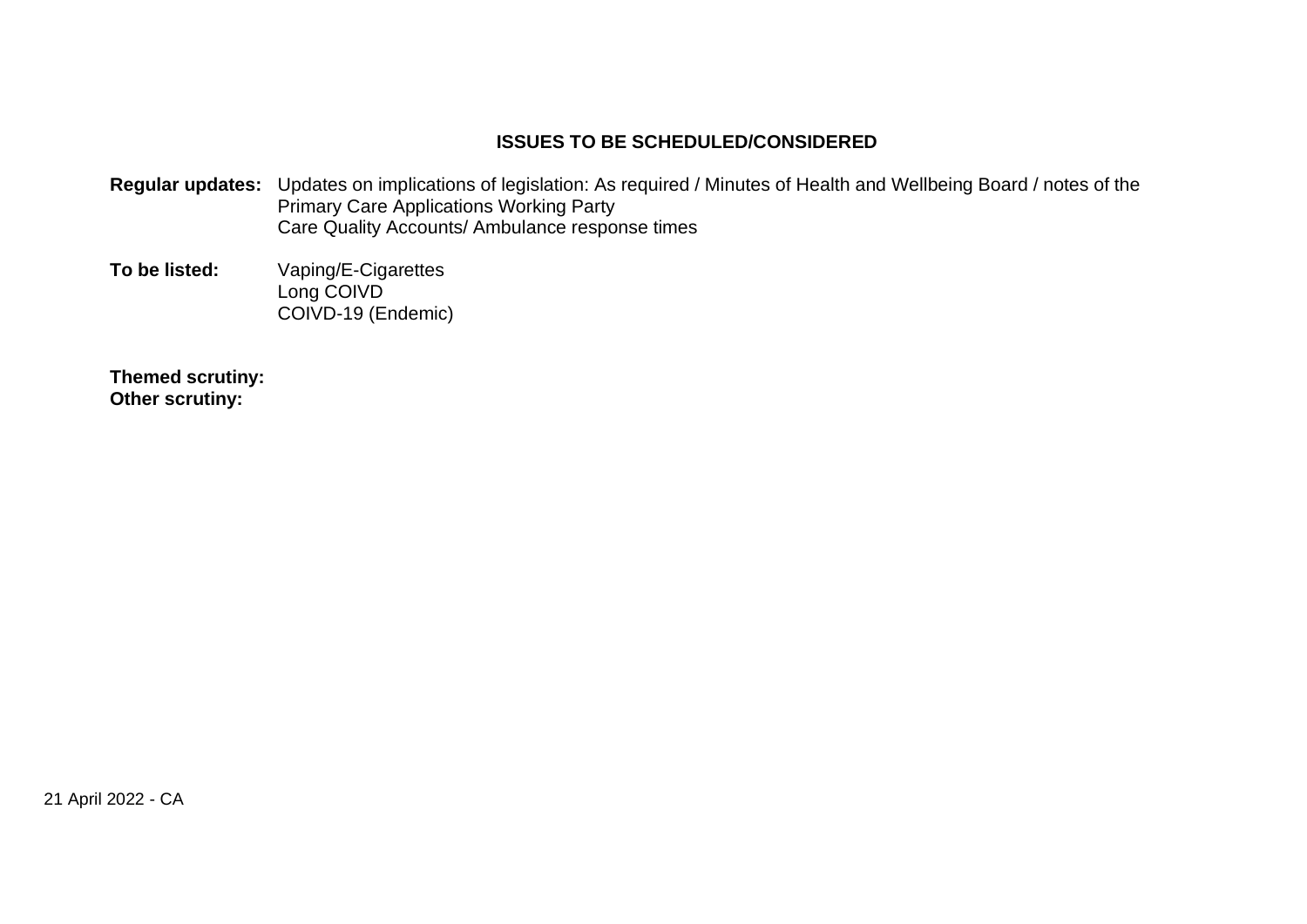## ISSUES TO BE SCHEDULED/CONSIDERED

**Regular updates:** Updates on implications of legislation: As required / Minutes of Health and Wellbeing Board / notes of the Primary Care Applications Working Party
Care Quality Accounts/ Ambulance response times

**To be listed:** Vaping/E-Cigarettes
Long COIVD
COIVD-19 (Endemic)

**Themed scrutiny:**
**Other scrutiny:**

21 April 2022 - CA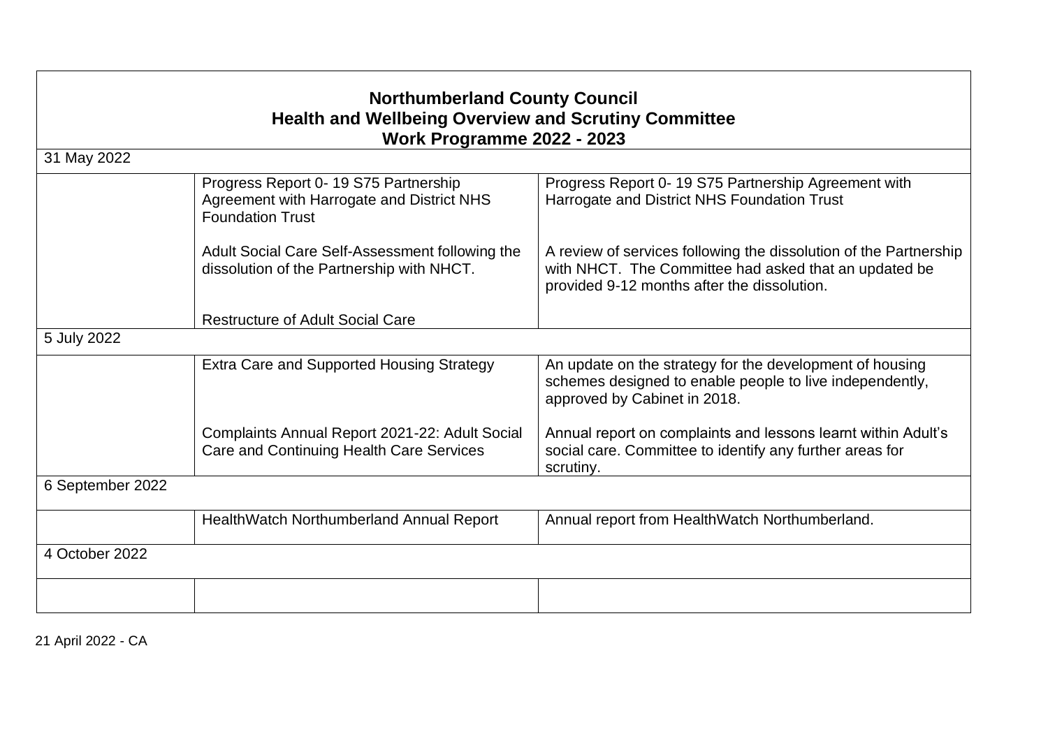# Northumberland County Council
## Health and Wellbeing Overview and Scrutiny Committee
### Work Programme 2022 - 2023

| | | |
|---|---|---|
| **31 May 2022** | | |
| | Progress Report 0- 19 S75 Partnership Agreement with Harrogate and District NHS Foundation Trust | Progress Report 0- 19 S75 Partnership Agreement with Harrogate and District NHS Foundation Trust |
| | Adult Social Care Self-Assessment following the dissolution of the Partnership with NHCT. | A review of services following the dissolution of the Partnership with NHCT. The Committee had asked that an updated be provided 9-12 months after the dissolution. |
| | Restructure of Adult Social Care | |
| **5 July 2022** | | |
| | Extra Care and Supported Housing Strategy | An update on the strategy for the development of housing schemes designed to enable people to live independently, approved by Cabinet in 2018. |
| | Complaints Annual Report 2021-22: Adult Social Care and Continuing Health Care Services | Annual report on complaints and lessons learnt within Adult's social care. Committee to identify any further areas for scrutiny. |
| **6 September 2022** | | |
| | HealthWatch Northumberland Annual Report | Annual report from HealthWatch Northumberland. |
| **4 October 2022** | | |
| | | |

21 April 2022 - CA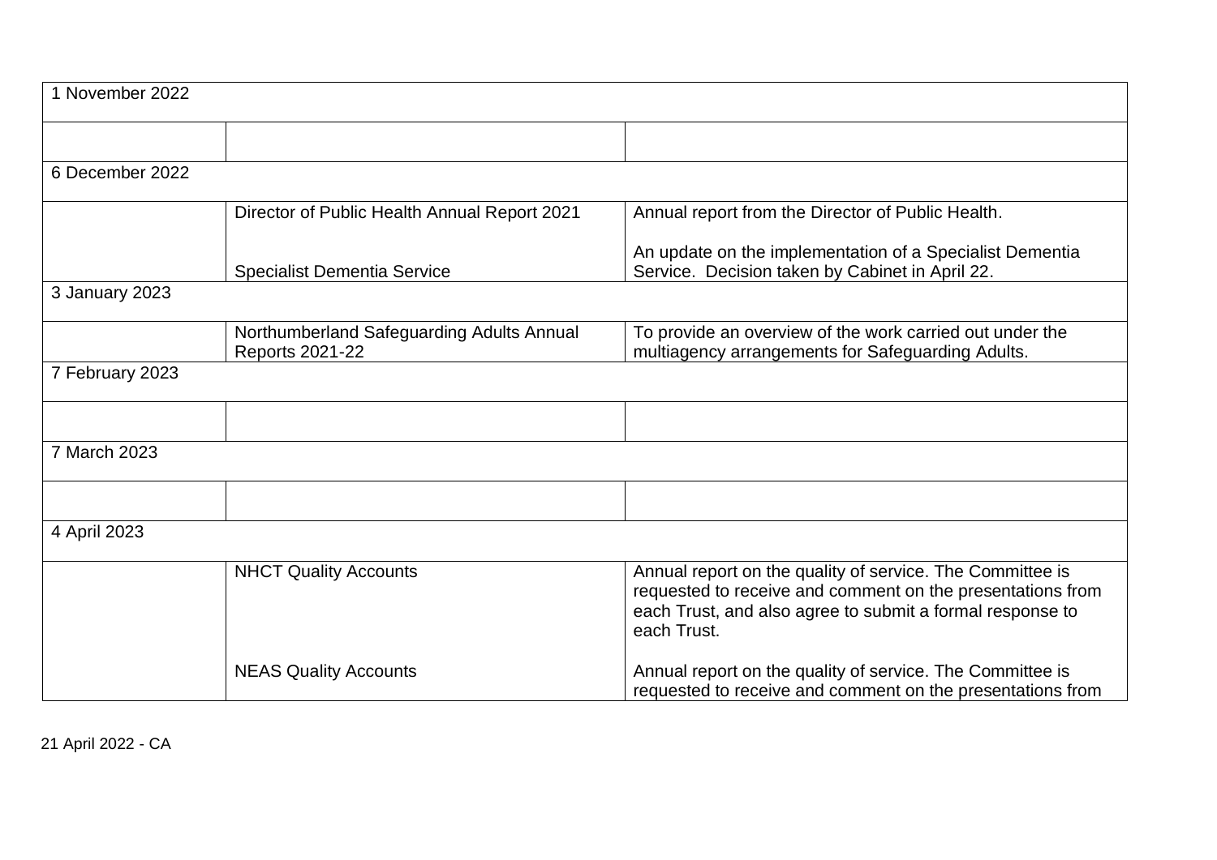| 1 November 2022 | | |
|---|---|---|
| | | |
| 6 December 2022 | | |
| | Director of Public Health Annual Report 2021<br><br>Specialist Dementia Service | Annual report from the Director of Public Health.<br><br>An update on the implementation of a Specialist Dementia Service. Decision taken by Cabinet in April 22. |
| 3 January 2023 | | |
| | Northumberland Safeguarding Adults Annual Reports 2021-22 | To provide an overview of the work carried out under the multiagency arrangements for Safeguarding Adults. |
| 7 February 2023 | | |
| | | |
| 7 March 2023 | | |
| | | |
| 4 April 2023 | | |
| | NHCT Quality Accounts<br><br><br><br>NEAS Quality Accounts | Annual report on the quality of service. The Committee is requested to receive and comment on the presentations from each Trust, and also agree to submit a formal response to each Trust.<br><br>Annual report on the quality of service. The Committee is requested to receive and comment on the presentations from |

21 April 2022 - CA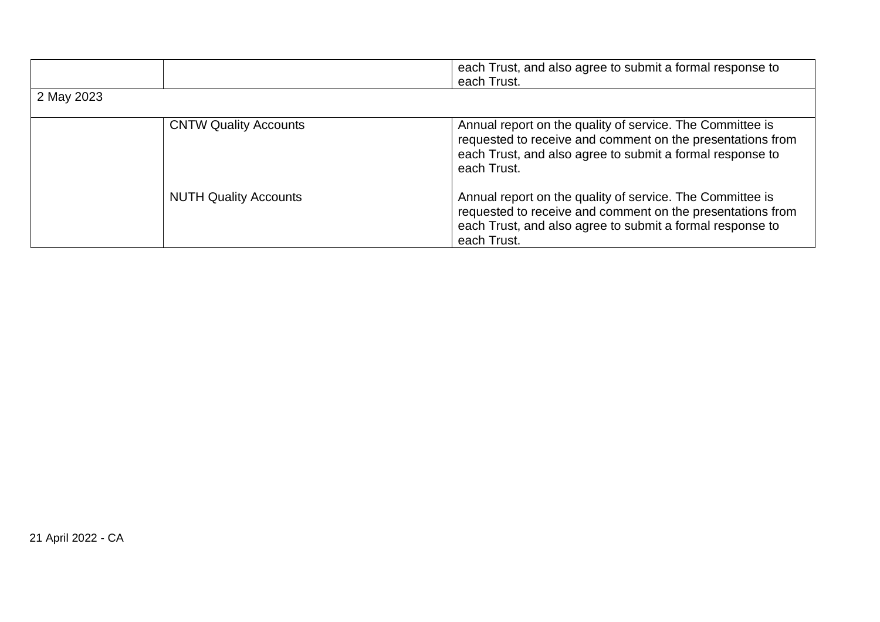| | | |
|---|---|---|
| | | each Trust, and also agree to submit a formal response to each Trust. |
| 2 May 2023 | | |
| | CNTW Quality Accounts | Annual report on the quality of service. The Committee is requested to receive and comment on the presentations from each Trust, and also agree to submit a formal response to each Trust. |
| | NUTH Quality Accounts | Annual report on the quality of service. The Committee is requested to receive and comment on the presentations from each Trust, and also agree to submit a formal response to each Trust. |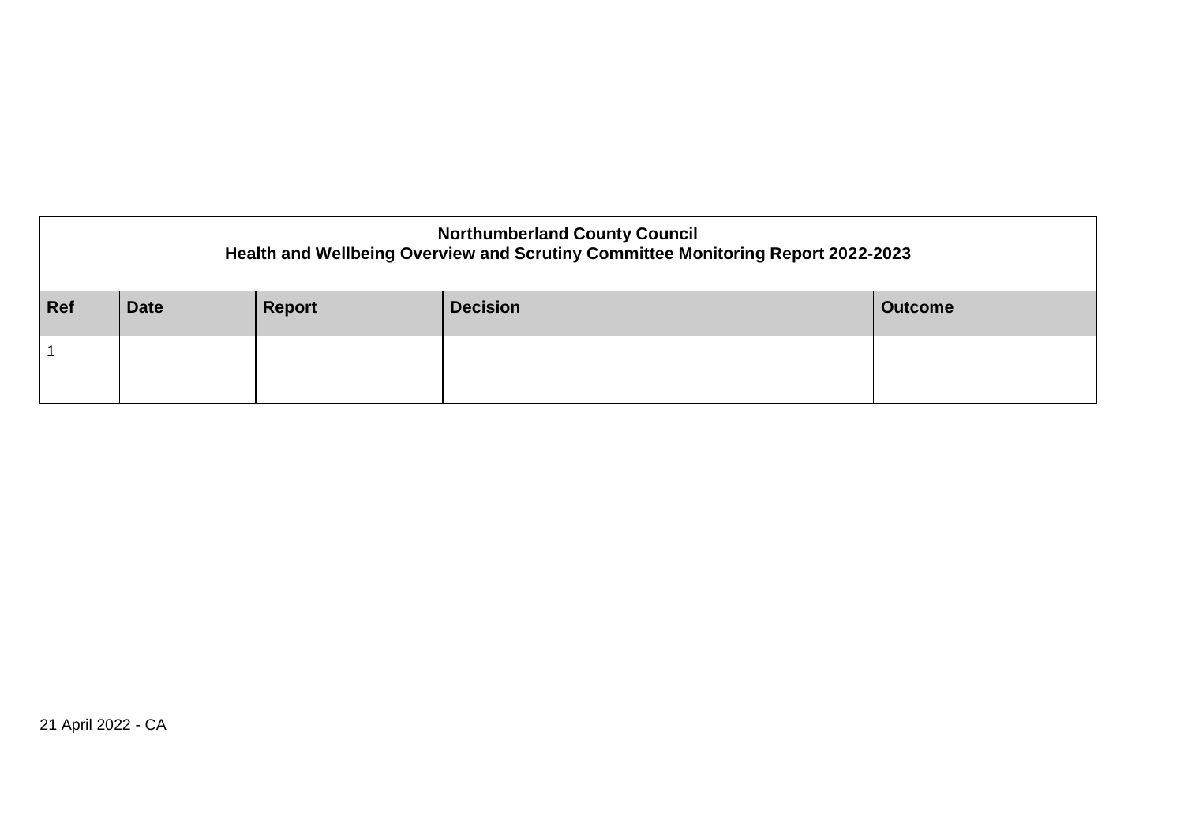**Northumberland County Council**
**Health and Wellbeing Overview and Scrutiny Committee Monitoring Report 2022-2023**

| Ref | Date | Report | Decision | Outcome |
|---|---|---|---|---|
| 1 | | | | |

21 April 2022 - CA